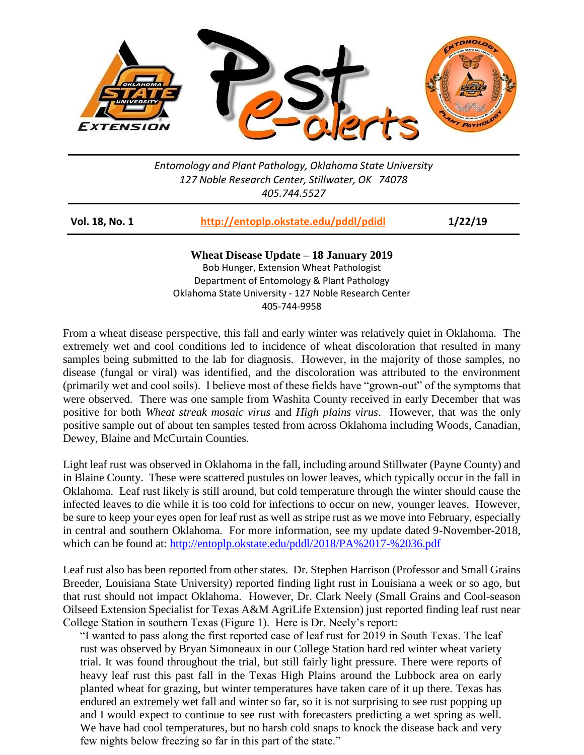Entomology and Plant Pathology, Oklahoma State University
127 Noble Research Center, Stillwater, OK 74078
405.744.5527

**Vol. 18, No. 1** | **http://entoplp.okstate.edu/pddl/pdidl** | **1/22/19**

## Wheat Disease Update – 18 January 2019

Bob Hunger, Extension Wheat Pathologist
Department of Entomology & Plant Pathology
Oklahoma State University - 127 Noble Research Center
405-744-9958

From a wheat disease perspective, this fall and early winter was relatively quiet in Oklahoma. The extremely wet and cool conditions led to incidence of wheat discoloration that resulted in many samples being submitted to the lab for diagnosis. However, in the majority of those samples, no disease (fungal or viral) was identified, and the discoloration was attributed to the environment (primarily wet and cool soils). I believe most of these fields have "grown-out" of the symptoms that were observed. There was one sample from Washita County received in early December that was positive for both *Wheat streak mosaic virus* and *High plains virus*. However, that was the only positive sample out of about ten samples tested from across Oklahoma including Woods, Canadian, Dewey, Blaine and McCurtain Counties.

Light leaf rust was observed in Oklahoma in the fall, including around Stillwater (Payne County) and in Blaine County. These were scattered pustules on lower leaves, which typically occur in the fall in Oklahoma. Leaf rust likely is still around, but cold temperature through the winter should cause the infected leaves to die while it is too cold for infections to occur on new, younger leaves. However, be sure to keep your eyes open for leaf rust as well as stripe rust as we move into February, especially in central and southern Oklahoma. For more information, see my update dated 9-November-2018, which can be found at: http://entoplp.okstate.edu/pddl/2018/PA%2017-%2036.pdf

Leaf rust also has been reported from other states. Dr. Stephen Harrison (Professor and Small Grains Breeder, Louisiana State University) reported finding light rust in Louisiana a week or so ago, but that rust should not impact Oklahoma. However, Dr. Clark Neely (Small Grains and Cool-season Oilseed Extension Specialist for Texas A&M AgriLife Extension) just reported finding leaf rust near College Station in southern Texas (Figure 1). Here is Dr. Neely's report:

> "I wanted to pass along the first reported case of leaf rust for 2019 in South Texas. The leaf rust was observed by Bryan Simoneaux in our College Station hard red winter wheat variety trial. It was found throughout the trial, but still fairly light pressure. There were reports of heavy leaf rust this past fall in the Texas High Plains around the Lubbock area on early planted wheat for grazing, but winter temperatures have taken care of it up there. Texas has endured an extremely wet fall and winter so far, so it is not surprising to see rust popping up and I would expect to continue to see rust with forecasters predicting a wet spring as well. We have had cool temperatures, but no harsh cold snaps to knock the disease back and very few nights below freezing so far in this part of the state."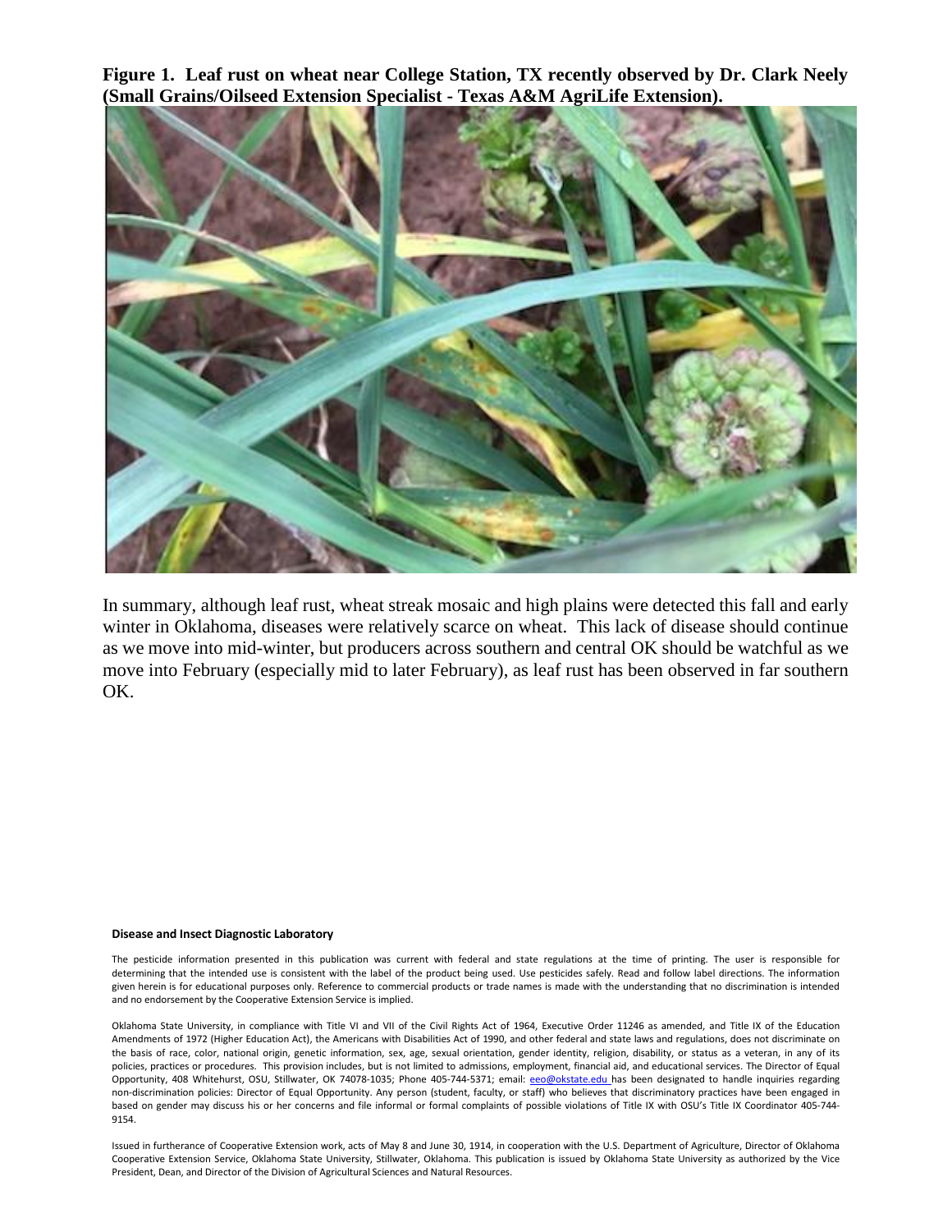**Figure 1. Leaf rust on wheat near College Station, TX recently observed by Dr. Clark Neely (Small Grains/Oilseed Extension Specialist - Texas A&M AgriLife Extension).**

In summary, although leaf rust, wheat streak mosaic and high plains were detected this fall and early winter in Oklahoma, diseases were relatively scarce on wheat. This lack of disease should continue as we move into mid-winter, but producers across southern and central OK should be watchful as we move into February (especially mid to later February), as leaf rust has been observed in far southern OK.

**Disease and Insect Diagnostic Laboratory**

The pesticide information presented in this publication was current with federal and state regulations at the time of printing. The user is responsible for determining that the intended use is consistent with the label of the product being used. Use pesticides safely. Read and follow label directions. The information given herein is for educational purposes only. Reference to commercial products or trade names is made with the understanding that no discrimination is intended and no endorsement by the Cooperative Extension Service is implied.

Oklahoma State University, in compliance with Title VI and VII of the Civil Rights Act of 1964, Executive Order 11246 as amended, and Title IX of the Education Amendments of 1972 (Higher Education Act), the Americans with Disabilities Act of 1990, and other federal and state laws and regulations, does not discriminate on the basis of race, color, national origin, genetic information, sex, age, sexual orientation, gender identity, religion, disability, or status as a veteran, in any of its policies, practices or procedures. This provision includes, but is not limited to admissions, employment, financial aid, and educational services. The Director of Equal Opportunity, 408 Whitehurst, OSU, Stillwater, OK 74078-1035; Phone 405-744-5371; email: eeo@okstate.edu has been designated to handle inquiries regarding non-discrimination policies: Director of Equal Opportunity. Any person (student, faculty, or staff) who believes that discriminatory practices have been engaged in based on gender may discuss his or her concerns and file informal or formal complaints of possible violations of Title IX with OSU's Title IX Coordinator 405-744-9154.

Issued in furtherance of Cooperative Extension work, acts of May 8 and June 30, 1914, in cooperation with the U.S. Department of Agriculture, Director of Oklahoma Cooperative Extension Service, Oklahoma State University, Stillwater, Oklahoma. This publication is issued by Oklahoma State University as authorized by the Vice President, Dean, and Director of the Division of Agricultural Sciences and Natural Resources.